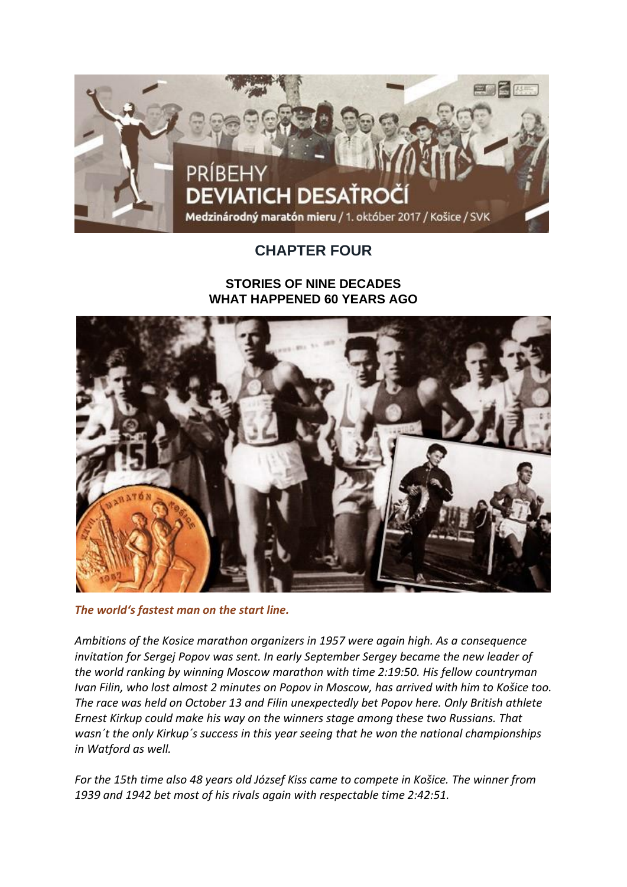## CHAPTER FOUR

### STORIES OF NINE DECADES
### WHAT HAPPENED 60 YEARS AGO

***The world's fastest man on the start line.***

*Ambitions of the Kosice marathon organizers in 1957 were again high. As a consequence invitation for Sergej Popov was sent. In early September Sergey became the new leader of the world ranking by winning Moscow marathon with time 2:19:50. His fellow countryman Ivan Filin, who lost almost 2 minutes on Popov in Moscow, has arrived with him to Košice too. The race was held on October 13 and Filin unexpectedly bet Popov here. Only British athlete Ernest Kirkup could make his way on the winners stage among these two Russians. That wasn´t the only Kirkup´s success in this year seeing that he won the national championships in Watford as well.*

*For the 15th time also 48 years old József Kiss came to compete in Košice. The winner from 1939 and 1942 bet most of his rivals again with respectable time 2:42:51.*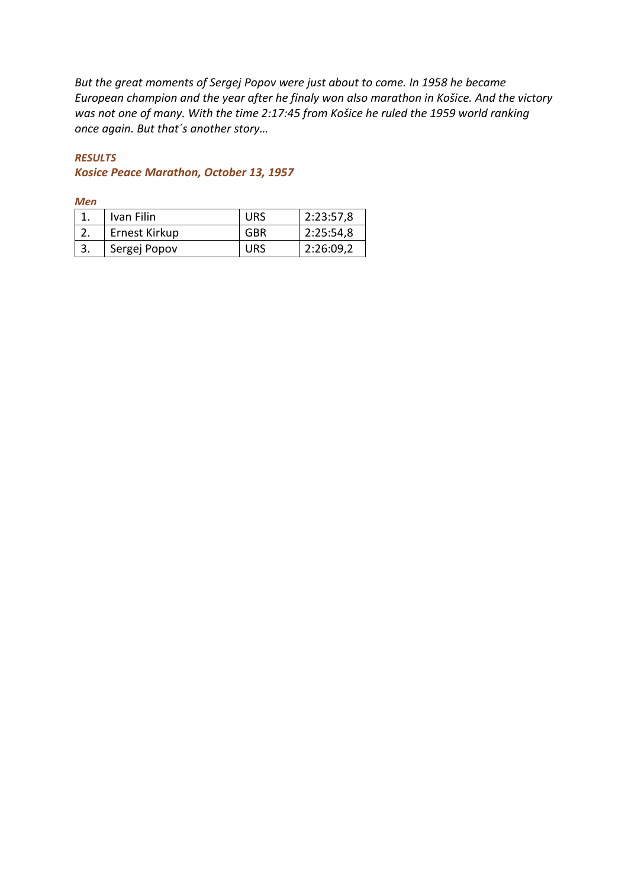*But the great moments of Sergej Popov were just about to come. In 1958 he became European champion and the year after he finaly won also marathon in Košice. And the victory was not one of many. With the time 2:17:45 from Košice he ruled the 1959 world ranking once again. But that´s another story…*

***RESULTS***

***Kosice Peace Marathon, October 13, 1957***

***Men***

| | | | |
|---|---|---|---|
| 1. | Ivan Filin | URS | 2:23:57,8 |
| 2. | Ernest Kirkup | GBR | 2:25:54,8 |
| 3. | Sergej Popov | URS | 2:26:09,2 |